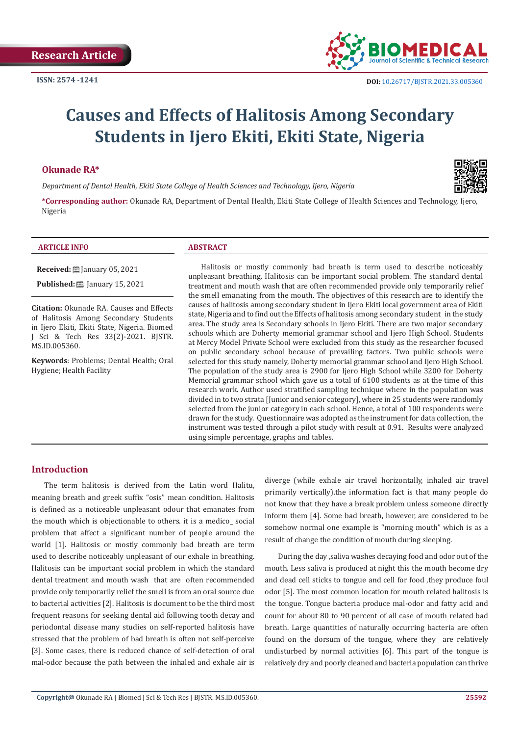Research Article

ISSN: 2574 -1241

DOI: 10.26717/BJSTR.2021.33.005360

# Causes and Effects of Halitosis Among Secondary Students in Ijero Ekiti, Ekiti State, Nigeria

**Okunade RA***

*Department of Dental Health, Ekiti State College of Health Sciences and Technology, Ijero, Nigeria*

***Corresponding author:** Okunade RA, Department of Dental Health, Ekiti State College of Health Sciences and Technology, Ijero, Nigeria

## ARTICLE INFO

**Received:** January 05, 2021

**Published:** January 15, 2021

**Citation:** Okunade RA. Causes and Effects of Halitosis Among Secondary Students in Ijero Ekiti, Ekiti State, Nigeria. Biomed J Sci & Tech Res 33(2)-2021. BJSTR. MS.ID.005360.

**Keywords**: Problems; Dental Health; Oral Hygiene; Health Facility

## ABSTRACT

Halitosis or mostly commonly bad breath is term used to describe noticeably unpleasant breathing. Halitosis can be important social problem. The standard dental treatment and mouth wash that are often recommended provide only temporarily relief the smell emanating from the mouth. The objectives of this research are to identify the causes of halitosis among secondary student in Ijero Ekiti local government area of Ekiti state, Nigeria and to find out the Effects of halitosis among secondary student in the study area. The study area is Secondary schools in Ijero Ekiti. There are two major secondary schools which are Doherty memorial grammar school and Ijero High School. Students at Mercy Model Private School were excluded from this study as the researcher focused on public secondary school because of prevailing factors. Two public schools were selected for this study namely, Doherty memorial grammar school and Ijero High School. The population of the study area is 2900 for Ijero High School while 3200 for Doherty Memorial grammar school which gave us a total of 6100 students as at the time of this research work. Author used stratified sampling technique where in the population was divided in to two strata [Junior and senior category], where in 25 students were randomly selected from the junior category in each school. Hence, a total of 100 respondents were drawn for the study. Questionnaire was adopted as the instrument for data collection, the instrument was tested through a pilot study with result at 0.91. Results were analyzed using simple percentage, graphs and tables.

## Introduction

The term halitosis is derived from the Latin word Halitu, meaning breath and greek suffix "osis" mean condition. Halitosis is defined as a noticeable unpleasant odour that emanates from the mouth which is objectionable to others. it is a medico_ social problem that affect a significant number of people around the world [1]. Halitosis or mostly commonly bad breath are term used to describe noticeably unpleasant of our exhale in breathing. Halitosis can be important social problem in which the standard dental treatment and mouth wash that are often recommended provide only temporarily relief the smell is from an oral source due to bacterial activities [2]. Halitosis is document to be the third most frequent reasons for seeking dental aid following tooth decay and periodontal disease many studies on self-reported halitosis have stressed that the problem of bad breath is often not self-perceive [3]. Some cases, there is reduced chance of self-detection of oral mal-odor because the path between the inhaled and exhale air is diverge (while exhale air travel horizontally, inhaled air travel primarily vertically).the information fact is that many people do not know that they have a break problem unless someone directly inform them [4]. Some bad breath, however, are considered to be somehow normal one example is "morning mouth" which is as a result of change the condition of mouth during sleeping.

During the day ,saliva washes decaying food and odor out of the mouth. Less saliva is produced at night this the mouth become dry and dead cell sticks to tongue and cell for food ,they produce foul odor [5]. The most common location for mouth related halitosis is the tongue. Tongue bacteria produce mal-odor and fatty acid and count for about 80 to 90 percent of all case of mouth related bad breath. Large quantities of naturally occurring bacteria are often found on the dorsum of the tongue, where they are relatively undisturbed by normal activities [6]. This part of the tongue is relatively dry and poorly cleaned and bacteria population can thrive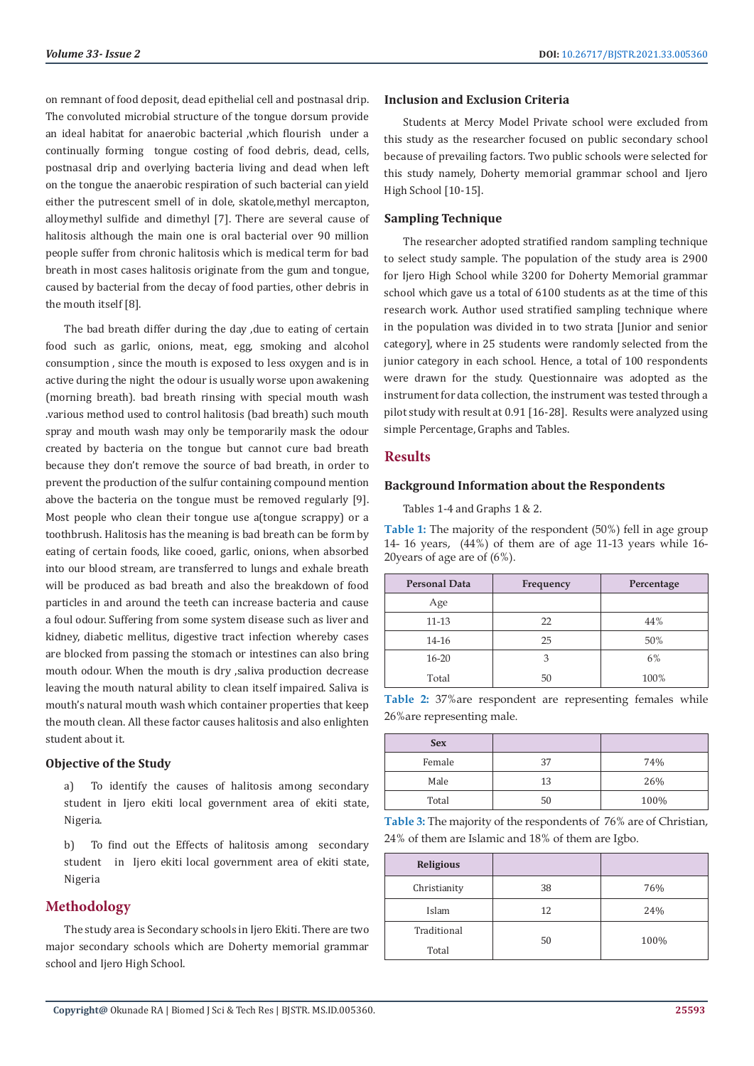on remnant of food deposit, dead epithelial cell and postnasal drip. The convoluted microbial structure of the tongue dorsum provide an ideal habitat for anaerobic bacterial ,which flourish under a continually forming tongue costing of food debris, dead, cells, postnasal drip and overlying bacteria living and dead when left on the tongue the anaerobic respiration of such bacterial can yield either the putrescent smell of in dole, skatole,methyl mercapton, alloymethyl sulfide and dimethyl [7]. There are several cause of halitosis although the main one is oral bacterial over 90 million people suffer from chronic halitosis which is medical term for bad breath in most cases halitosis originate from the gum and tongue, caused by bacterial from the decay of food parties, other debris in the mouth itself [8].

The bad breath differ during the day ,due to eating of certain food such as garlic, onions, meat, egg, smoking and alcohol consumption , since the mouth is exposed to less oxygen and is in active during the night the odour is usually worse upon awakening (morning breath). bad breath rinsing with special mouth wash .various method used to control halitosis (bad breath) such mouth spray and mouth wash may only be temporarily mask the odour created by bacteria on the tongue but cannot cure bad breath because they don't remove the source of bad breath, in order to prevent the production of the sulfur containing compound mention above the bacteria on the tongue must be removed regularly [9]. Most people who clean their tongue use a(tongue scrappy) or a toothbrush. Halitosis has the meaning is bad breath can be form by eating of certain foods, like cooed, garlic, onions, when absorbed into our blood stream, are transferred to lungs and exhale breath will be produced as bad breath and also the breakdown of food particles in and around the teeth can increase bacteria and cause a foul odour. Suffering from some system disease such as liver and kidney, diabetic mellitus, digestive tract infection whereby cases are blocked from passing the stomach or intestines can also bring mouth odour. When the mouth is dry ,saliva production decrease leaving the mouth natural ability to clean itself impaired. Saliva is mouth's natural mouth wash which container properties that keep the mouth clean. All these factor causes halitosis and also enlighten student about it.

### Objective of the Study

a) To identify the causes of halitosis among secondary student in Ijero ekiti local government area of ekiti state, Nigeria.

b) To find out the Effects of halitosis among secondary student in Ijero ekiti local government area of ekiti state, Nigeria

## Methodology

The study area is Secondary schools in Ijero Ekiti. There are two major secondary schools which are Doherty memorial grammar school and Ijero High School.

### Inclusion and Exclusion Criteria

Students at Mercy Model Private school were excluded from this study as the researcher focused on public secondary school because of prevailing factors. Two public schools were selected for this study namely, Doherty memorial grammar school and Ijero High School [10-15].

### Sampling Technique

The researcher adopted stratified random sampling technique to select study sample. The population of the study area is 2900 for Ijero High School while 3200 for Doherty Memorial grammar school which gave us a total of 6100 students as at the time of this research work. Author used stratified sampling technique where in the population was divided in to two strata [Junior and senior category], where in 25 students were randomly selected from the junior category in each school. Hence, a total of 100 respondents were drawn for the study. Questionnaire was adopted as the instrument for data collection, the instrument was tested through a pilot study with result at 0.91 [16-28]. Results were analyzed using simple Percentage, Graphs and Tables.

## Results

### Background Information about the Respondents

Tables 1-4 and Graphs 1 & 2.

**Table 1:** The majority of the respondent (50%) fell in age group 14- 16 years, (44%) of them are of age 11-13 years while 16-20years of age are of (6%).

| Personal Data | Frequency | Percentage |
|---|---|---|
| Age | | |
| 11-13 | 22 | 44% |
| 14-16 | 25 | 50% |
| 16-20 | 3 | 6% |
| Total | 50 | 100% |

**Table 2:** 37%are respondent are representing females while 26%are representing male.

| Sex | | |
|---|---|---|
| Female | 37 | 74% |
| Male | 13 | 26% |
| Total | 50 | 100% |

**Table 3:** The majority of the respondents of 76% are of Christian, 24% of them are Islamic and 18% of them are Igbo.

| Religious | | |
|---|---|---|
| Christianity | 38 | 76% |
| Islam | 12 | 24% |
| Traditional<br>Total | 50 | 100% |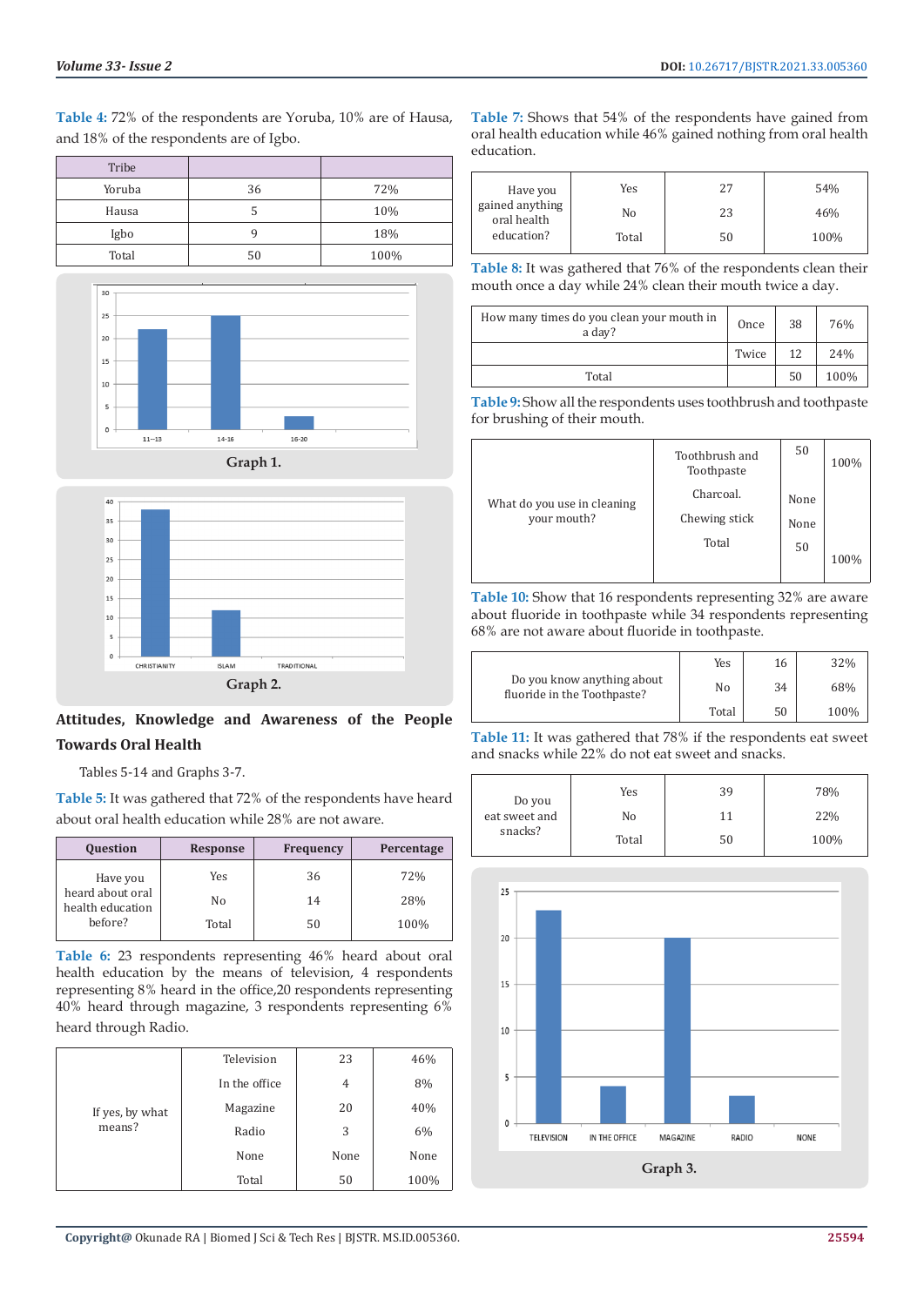**Table 4:** 72% of the respondents are Yoruba, 10% are of Hausa, and 18% of the respondents are of Igbo.

| Tribe | | |
|---|---|---|
| Yoruba | 36 | 72% |
| Hausa | 5 | 10% |
| Igbo | 9 | 18% |
| Total | 50 | 100% |

Graph 1.

Graph 2.

**Attitudes, Knowledge and Awareness of the People Towards Oral Health**

Tables 5-14 and Graphs 3-7.

**Table 5:** It was gathered that 72% of the respondents have heard about oral health education while 28% are not aware.

| Question | Response | Frequency | Percentage |
|---|---|---|---|
| Have you heard about oral health education before? | Yes | 36 | 72% |
| | No | 14 | 28% |
| | Total | 50 | 100% |

**Table 6:** 23 respondents representing 46% heard about oral health education by the means of television, 4 respondents representing 8% heard in the office,20 respondents representing 40% heard through magazine, 3 respondents representing 6% heard through Radio.

| If yes, by what means? | | | |
|---|---|---|---|
| | Television | 23 | 46% |
| | In the office | 4 | 8% |
| | Magazine | 20 | 40% |
| | Radio | 3 | 6% |
| | None | None | None |
| | Total | 50 | 100% |

**Table 7:** Shows that 54% of the respondents have gained from oral health education while 46% gained nothing from oral health education.

| Have you gained anything oral health education? | Yes | 27 | 54% |
|---|---|---|---|
| | No | 23 | 46% |
| | Total | 50 | 100% |

**Table 8:** It was gathered that 76% of the respondents clean their mouth once a day while 24% clean their mouth twice a day.

| How many times do you clean your mouth in a day? | Once | 38 | 76% |
|---|---|---|---|
| | Twice | 12 | 24% |
| Total | | 50 | 100% |

**Table 9:** Show all the respondents uses toothbrush and toothpaste for brushing of their mouth.

| What do you use in cleaning your mouth? | Toothbrush and Toothpaste | 50 | 100% |
|---|---|---|---|
| | Charcoal. | None | |
| | Chewing stick | None | |
| | Total | 50 | 100% |

**Table 10:** Show that 16 respondents representing 32% are aware about fluoride in toothpaste while 34 respondents representing 68% are not aware about fluoride in toothpaste.

| Do you know anything about fluoride in the Toothpaste? | Yes | 16 | 32% |
|---|---|---|---|
| | No | 34 | 68% |
| | Total | 50 | 100% |

**Table 11:** It was gathered that 78% if the respondents eat sweet and snacks while 22% do not eat sweet and snacks.

| Do you eat sweet and snacks? | Yes | 39 | 78% |
|---|---|---|---|
| | No | 11 | 22% |
| | Total | 50 | 100% |

Graph 3.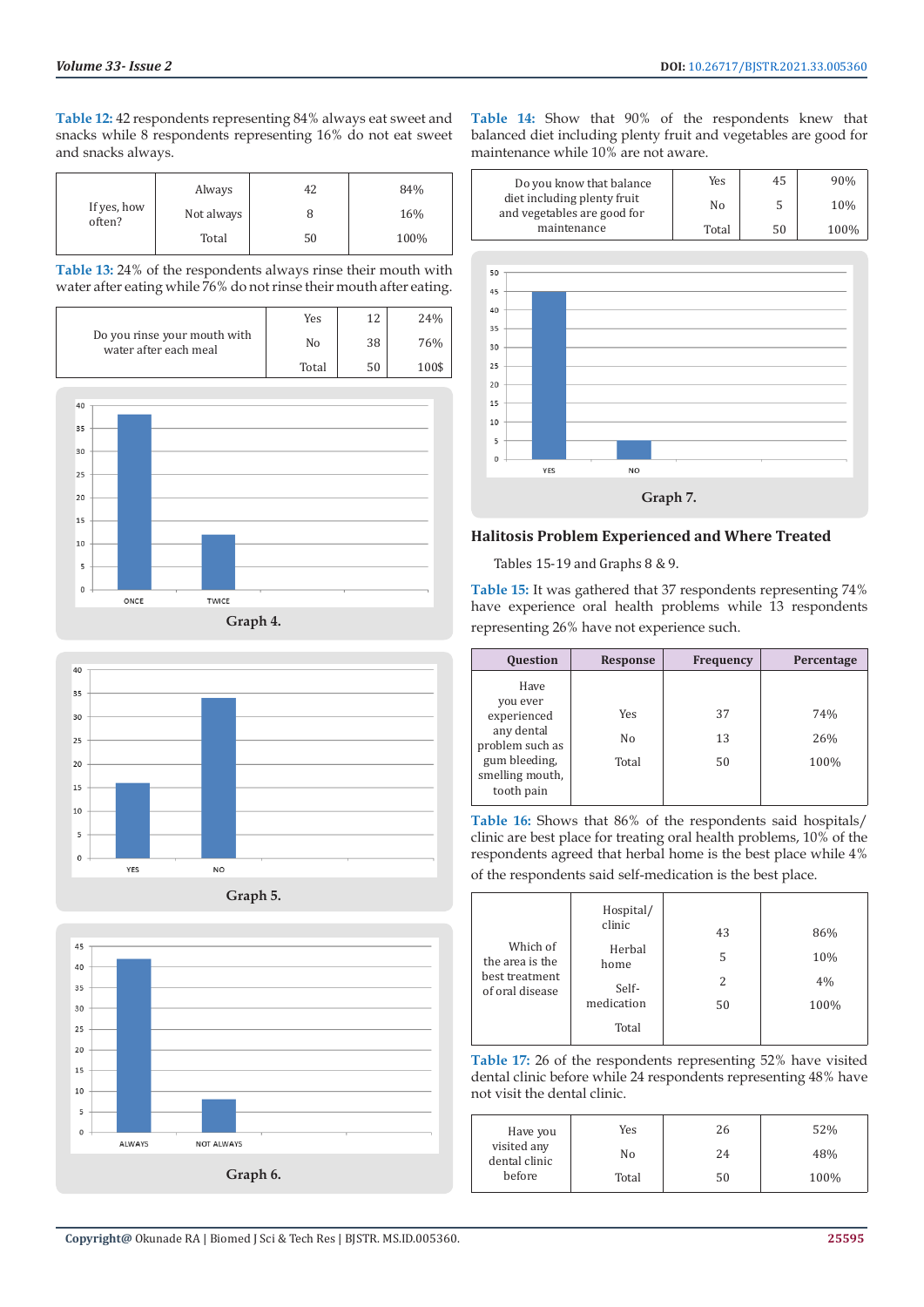**Table 12:** 42 respondents representing 84% always eat sweet and snacks while 8 respondents representing 16% do not eat sweet and snacks always.

| | | | |
|---|---|---|---|
| If yes, how often? | Always | 42 | 84% |
| | Not always | 8 | 16% |
| | Total | 50 | 100% |

**Table 13:** 24% of the respondents always rinse their mouth with water after eating while 76% do not rinse their mouth after eating.

| | | | |
|---|---|---|---|
| Do you rinse your mouth with water after each meal | Yes | 12 | 24% |
| | No | 38 | 76% |
| | Total | 50 | 100$ |

Graph 4.

Graph 5.

Graph 6.

**Table 14:** Show that 90% of the respondents knew that balanced diet including plenty fruit and vegetables are good for maintenance while 10% are not aware.

| | | | |
|---|---|---|---|
| Do you know that balance diet including plenty fruit and vegetables are good for maintenance | Yes | 45 | 90% |
| | No | 5 | 10% |
| | Total | 50 | 100% |

Graph 7.

## Halitosis Problem Experienced and Where Treated

Tables 15-19 and Graphs 8 & 9.

**Table 15:** It was gathered that 37 respondents representing 74% have experience oral health problems while 13 respondents representing 26% have not experience such.

| Question | Response | Frequency | Percentage |
|---|---|---|---|
| Have you ever experienced any dental problem such as gum bleeding, smelling mouth, tooth pain | Yes | 37 | 74% |
| | No | 13 | 26% |
| | Total | 50 | 100% |

**Table 16:** Shows that 86% of the respondents said hospitals/clinic are best place for treating oral health problems, 10% of the respondents agreed that herbal home is the best place while 4% of the respondents said self-medication is the best place.

| | | | |
|---|---|---|---|
| Which of the area is the best treatment of oral disease | Hospital/ clinic | 43 | 86% |
| | Herbal home | 5 | 10% |
| | Self-medication | 2 | 4% |
| | Total | 50 | 100% |

**Table 17:** 26 of the respondents representing 52% have visited dental clinic before while 24 respondents representing 48% have not visit the dental clinic.

| | | | |
|---|---|---|---|
| Have you visited any dental clinic before | Yes | 26 | 52% |
| | No | 24 | 48% |
| | Total | 50 | 100% |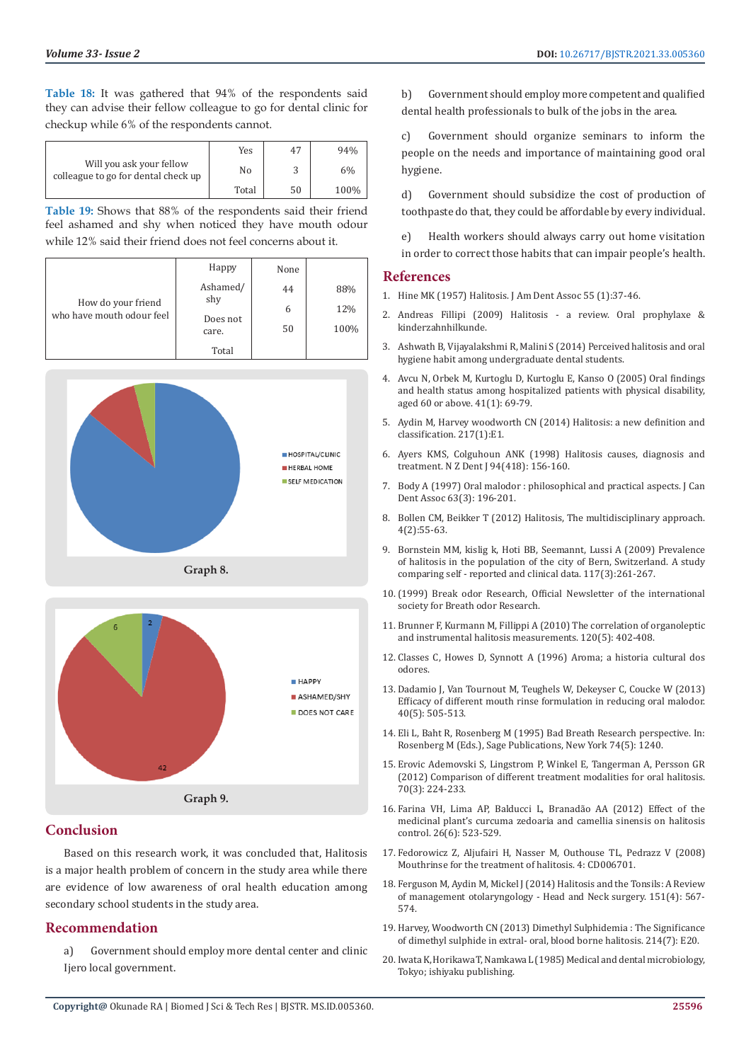**Table 18:** It was gathered that 94% of the respondents said they can advise their fellow colleague to go for dental clinic for checkup while 6% of the respondents cannot.

| | | | |
|---|---|---|---|
| Will you ask your fellow colleague to go for dental check up | Yes | 47 | 94% |
| | No | 3 | 6% |
| | Total | 50 | 100% |

**Table 19:** Shows that 88% of the respondents said their friend feel ashamed and shy when noticed they have mouth odour while 12% said their friend does not feel concerns about it.

| | | | |
|---|---|---|---|
| How do your friend who have mouth odour feel | Happy | None | |
| | Ashamed/ shy | 44 | 88% |
| | Does not care. | 6 | 12% |
| | Total | 50 | 100% |

Graph 8.

Graph 9.

## Conclusion

Based on this research work, it was concluded that, Halitosis is a major health problem of concern in the study area while there are evidence of low awareness of oral health education among secondary school students in the study area.

## Recommendation

a) Government should employ more dental center and clinic Ijero local government.

b) Government should employ more competent and qualified dental health professionals to bulk of the jobs in the area.

c) Government should organize seminars to inform the people on the needs and importance of maintaining good oral hygiene.

d) Government should subsidize the cost of production of toothpaste do that, they could be affordable by every individual.

e) Health workers should always carry out home visitation in order to correct those habits that can impair people's health.

## References

1. Hine MK (1957) Halitosis. J Am Dent Assoc 55 (1):37-46.
2. Andreas Fillipi (2009) Halitosis - a review. Oral prophylaxe & kinderzahnhilkunde.
3. Ashwath B, Vijayalakshmi R, Malini S (2014) Perceived halitosis and oral hygiene habit among undergraduate dental students.
4. Avcu N, Orbek M, Kurtoglu D, Kurtoglu E, Kanso O (2005) Oral findings and health status among hospitalized patients with physical disability, aged 60 or above. 41(1): 69-79.
5. Aydin M, Harvey woodworth CN (2014) Halitosis: a new definition and classification. 217(1):E1.
6. Ayers KMS, Colguhoun ANK (1998) Halitosis causes, diagnosis and treatment. N Z Dent J 94(418): 156-160.
7. Body A (1997) Oral malodor : philosophical and practical aspects. J Can Dent Assoc 63(3): 196-201.
8. Bollen CM, Beikker T (2012) Halitosis, The multidisciplinary approach. 4(2):55-63.
9. Bornstein MM, kislig k, Hoti BB, Seemannt, Lussi A (2009) Prevalence of halitosis in the population of the city of Bern, Switzerland. A study comparing self - reported and clinical data. 117(3):261-267.
10. (1999) Break odor Research, Official Newsletter of the international society for Breath odor Research.
11. Brunner F, Kurmann M, Fillippi A (2010) The correlation of organoleptic and instrumental halitosis measurements. 120(5): 402-408.
12. Classes C, Howes D, Synnott A (1996) Aroma; a historia cultural dos odores.
13. Dadamio J, Van Tournout M, Teughels W, Dekeyser C, Coucke W (2013) Efficacy of different mouth rinse formulation in reducing oral malodor. 40(5): 505-513.
14. Eli L, Baht R, Rosenberg M (1995) Bad Breath Research perspective. In: Rosenberg M (Eds.), Sage Publications, New York 74(5): 1240.
15. Erovic Ademovski S, Lingstrom P, Winkel E, Tangerman A, Persson GR (2012) Comparison of different treatment modalities for oral halitosis. 70(3): 224-233.
16. Farina VH, Lima AP, Balducci L, Branadão AA (2012) Effect of the medicinal plant's curcuma zedoaria and camellia sinensis on halitosis control. 26(6): 523-529.
17. Fedorowicz Z, Aljufairi H, Nasser M, Outhouse TL, Pedrazz V (2008) Mouthrinse for the treatment of halitosis. 4: CD006701.
18. Ferguson M, Aydin M, Mickel J (2014) Halitosis and the Tonsils: A Review of management otolaryngology - Head and Neck surgery. 151(4): 567-574.
19. Harvey, Woodworth CN (2013) Dimethyl Sulphidemia : The Significance of dimethyl sulphide in extral- oral, blood borne halitosis. 214(7): E20.
20. Iwata K, Horikawa T, Namkawa L (1985) Medical and dental microbiology, Tokyo; ishiyaku publishing.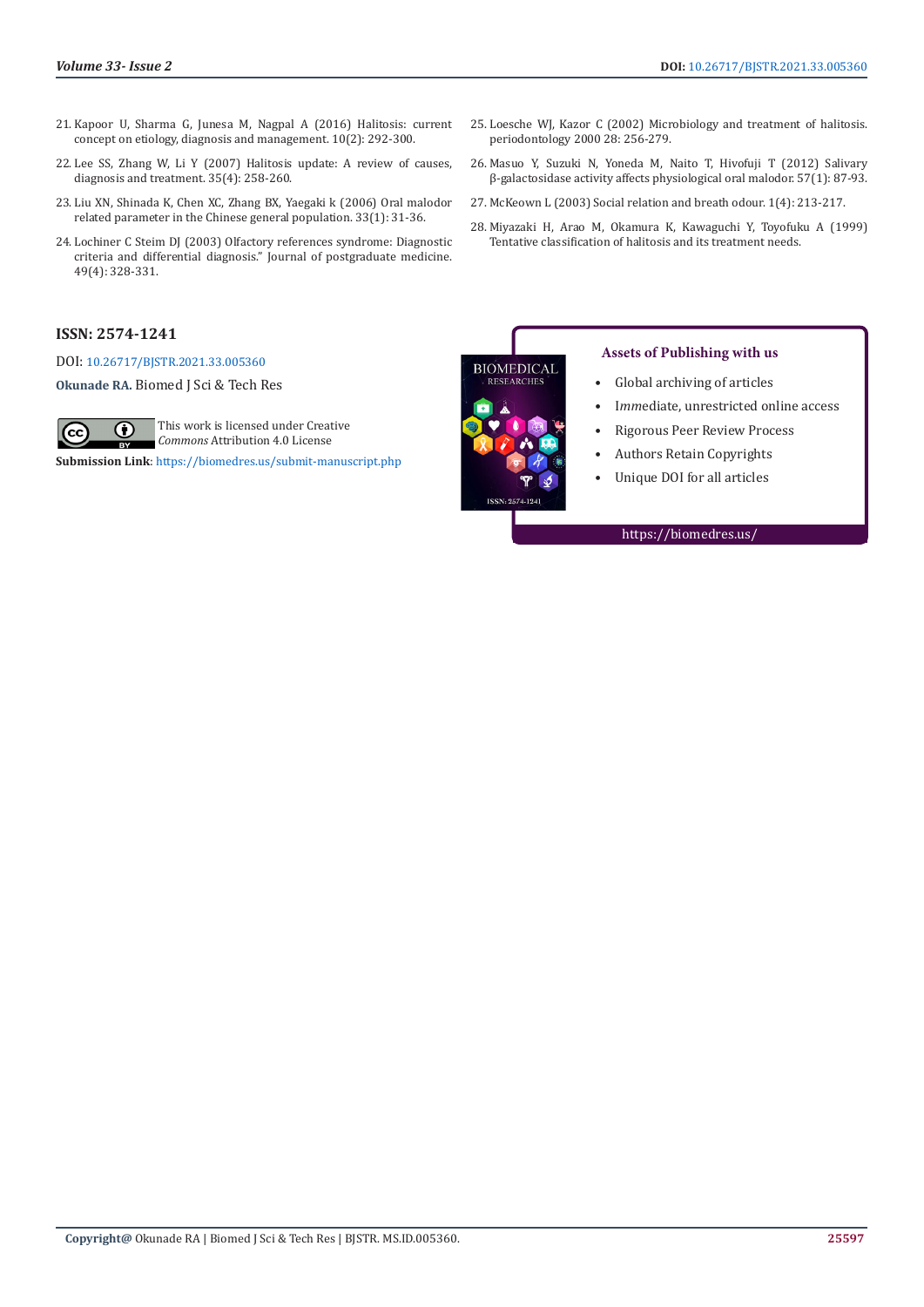21. Kapoor U, Sharma G, Junesa M, Nagpal A (2016) Halitosis: current concept on etiology, diagnosis and management. 10(2): 292-300.
22. Lee SS, Zhang W, Li Y (2007) Halitosis update: A review of causes, diagnosis and treatment. 35(4): 258-260.
23. Liu XN, Shinada K, Chen XC, Zhang BX, Yaegaki k (2006) Oral malodor related parameter in the Chinese general population. 33(1): 31-36.
24. Lochiner C Steim DJ (2003) Olfactory references syndrome: Diagnostic criteria and differential diagnosis." Journal of postgraduate medicine. 49(4): 328-331.
25. Loesche WJ, Kazor C (2002) Microbiology and treatment of halitosis. periodontology 2000 28: 256-279.
26. Masuo Y, Suzuki N, Yoneda M, Naito T, Hivofuji T (2012) Salivary β-galactosidase activity affects physiological oral malodor. 57(1): 87-93.
27. McKeown L (2003) Social relation and breath odour. 1(4): 213-217.
28. Miyazaki H, Arao M, Okamura K, Kawaguchi Y, Toyofuku A (1999) Tentative classification of halitosis and its treatment needs.

**ISSN: 2574-1241**

DOI: 10.26717/BJSTR.2021.33.005360

**Okunade RA**. Biomed J Sci & Tech Res

This work is licensed under Creative *Commons* Attribution 4.0 License

**Submission Link**: https://biomedres.us/submit-manuscript.php

BIOMEDICAL RESEARCHES

ISSN: 2574-1241

**Assets of Publishing with us**

- Global archiving of articles
- Immediate, unrestricted online access
- Rigorous Peer Review Process
- Authors Retain Copyrights
- Unique DOI for all articles

https://biomedres.us/